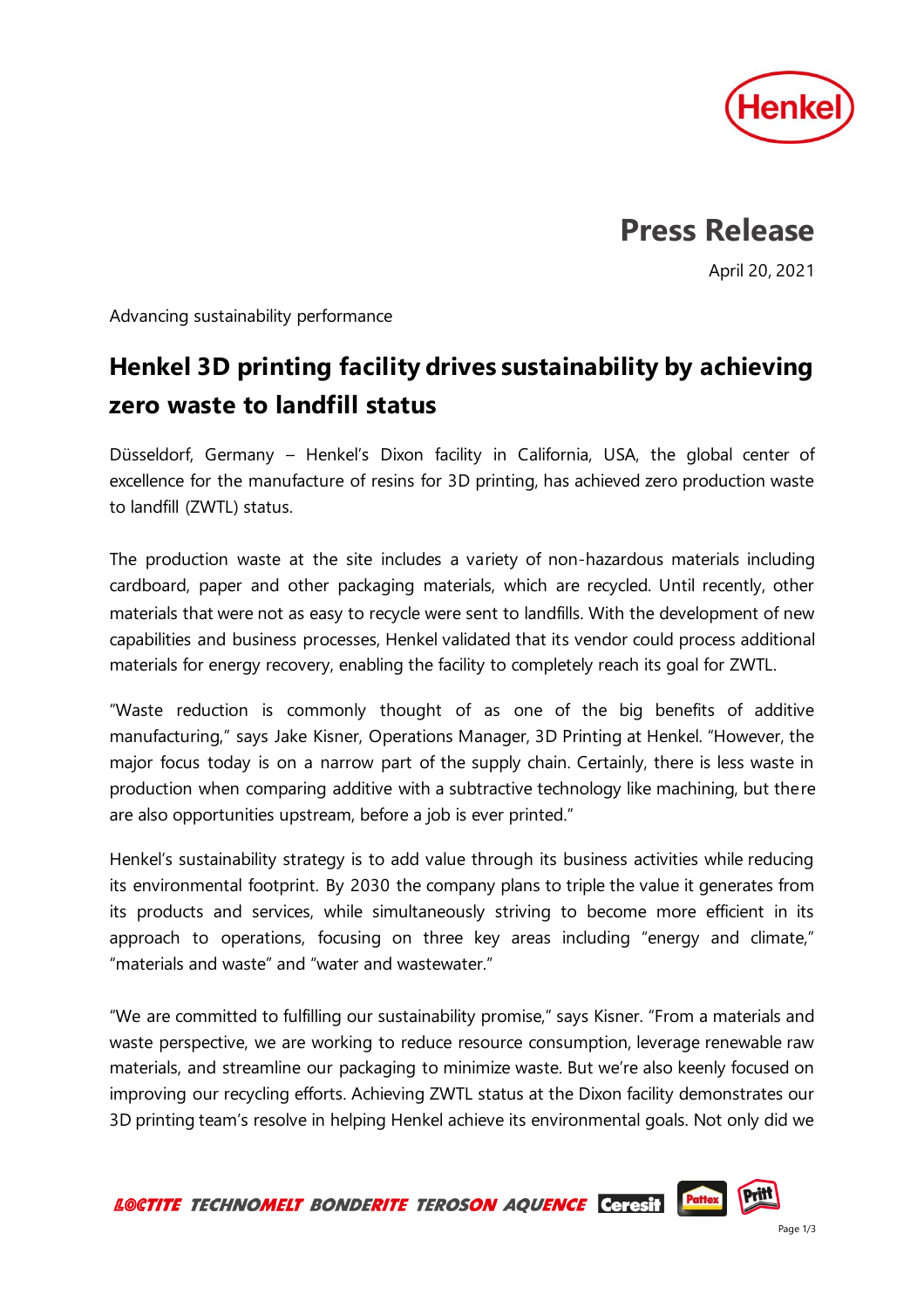# Press Release

April 20, 2021

Advancing sustainability performance

## Henkel 3D printing facility drives sustainability by achieving zero waste to landfill status

Düsseldorf, Germany – Henkel's Dixon facility in California, USA, the global center of excellence for the manufacture of resins for 3D printing, has achieved zero production waste to landfill (ZWTL) status.

The production waste at the site includes a variety of non-hazardous materials including cardboard, paper and other packaging materials, which are recycled. Until recently, other materials that were not as easy to recycle were sent to landfills. With the development of new capabilities and business processes, Henkel validated that its vendor could process additional materials for energy recovery, enabling the facility to completely reach its goal for ZWTL.

"Waste reduction is commonly thought of as one of the big benefits of additive manufacturing," says Jake Kisner, Operations Manager, 3D Printing at Henkel. "However, the major focus today is on a narrow part of the supply chain. Certainly, there is less waste in production when comparing additive with a subtractive technology like machining, but there are also opportunities upstream, before a job is ever printed."

Henkel's sustainability strategy is to add value through its business activities while reducing its environmental footprint. By 2030 the company plans to triple the value it generates from its products and services, while simultaneously striving to become more efficient in its approach to operations, focusing on three key areas including "energy and climate," "materials and waste" and "water and wastewater."

"We are committed to fulfilling our sustainability promise," says Kisner. "From a materials and waste perspective, we are working to reduce resource consumption, leverage renewable raw materials, and streamline our packaging to minimize waste. But we're also keenly focused on improving our recycling efforts. Achieving ZWTL status at the Dixon facility demonstrates our 3D printing team's resolve in helping Henkel achieve its environmental goals. Not only did we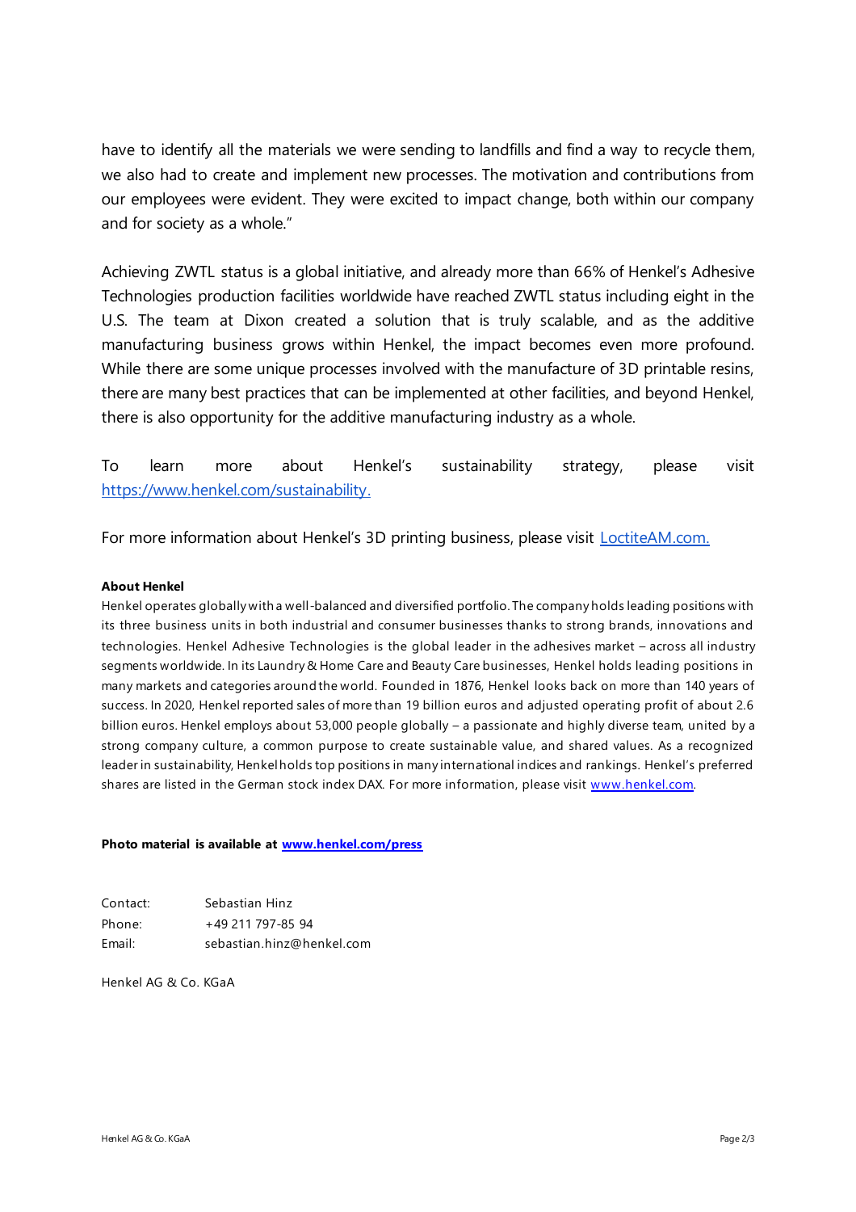have to identify all the materials we were sending to landfills and find a way to recycle them, we also had to create and implement new processes. The motivation and contributions from our employees were evident. They were excited to impact change, both within our company and for society as a whole."

Achieving ZWTL status is a global initiative, and already more than 66% of Henkel's Adhesive Technologies production facilities worldwide have reached ZWTL status including eight in the U.S. The team at Dixon created a solution that is truly scalable, and as the additive manufacturing business grows within Henkel, the impact becomes even more profound. While there are some unique processes involved with the manufacture of 3D printable resins, there are many best practices that can be implemented at other facilities, and beyond Henkel, there is also opportunity for the additive manufacturing industry as a whole.

To learn more about Henkel's sustainability strategy, please visit [https://www.henkel.com/sustainability.](https://www.henkel.com/sustainability)

For more information about Henkel's 3D printing business, please visit [LoctiteAM.com.](https://LoctiteAM.com)

**About Henkel**

Henkel operates globally with a well-balanced and diversified portfolio. The company holds leading positions with its three business units in both industrial and consumer businesses thanks to strong brands, innovations and technologies. Henkel Adhesive Technologies is the global leader in the adhesives market – across all industry segments worldwide. In its Laundry & Home Care and Beauty Care businesses, Henkel holds leading positions in many markets and categories around the world. Founded in 1876, Henkel looks back on more than 140 years of success. In 2020, Henkel reported sales of more than 19 billion euros and adjusted operating profit of about 2.6 billion euros. Henkel employs about 53,000 people globally – a passionate and highly diverse team, united by a strong company culture, a common purpose to create sustainable value, and shared values. As a recognized leader in sustainability, Henkel holds top positions in many international indices and rankings. Henkel's preferred shares are listed in the German stock index DAX. For more information, please visit [www.henkel.com](http://www.henkel.com).

**Photo material is available at [www.henkel.com/press](http://www.henkel.com/press)**

Contact: Sebastian Hinz
Phone: +49 211 797-85 94
Email: sebastian.hinz@henkel.com

Henkel AG & Co. KGaA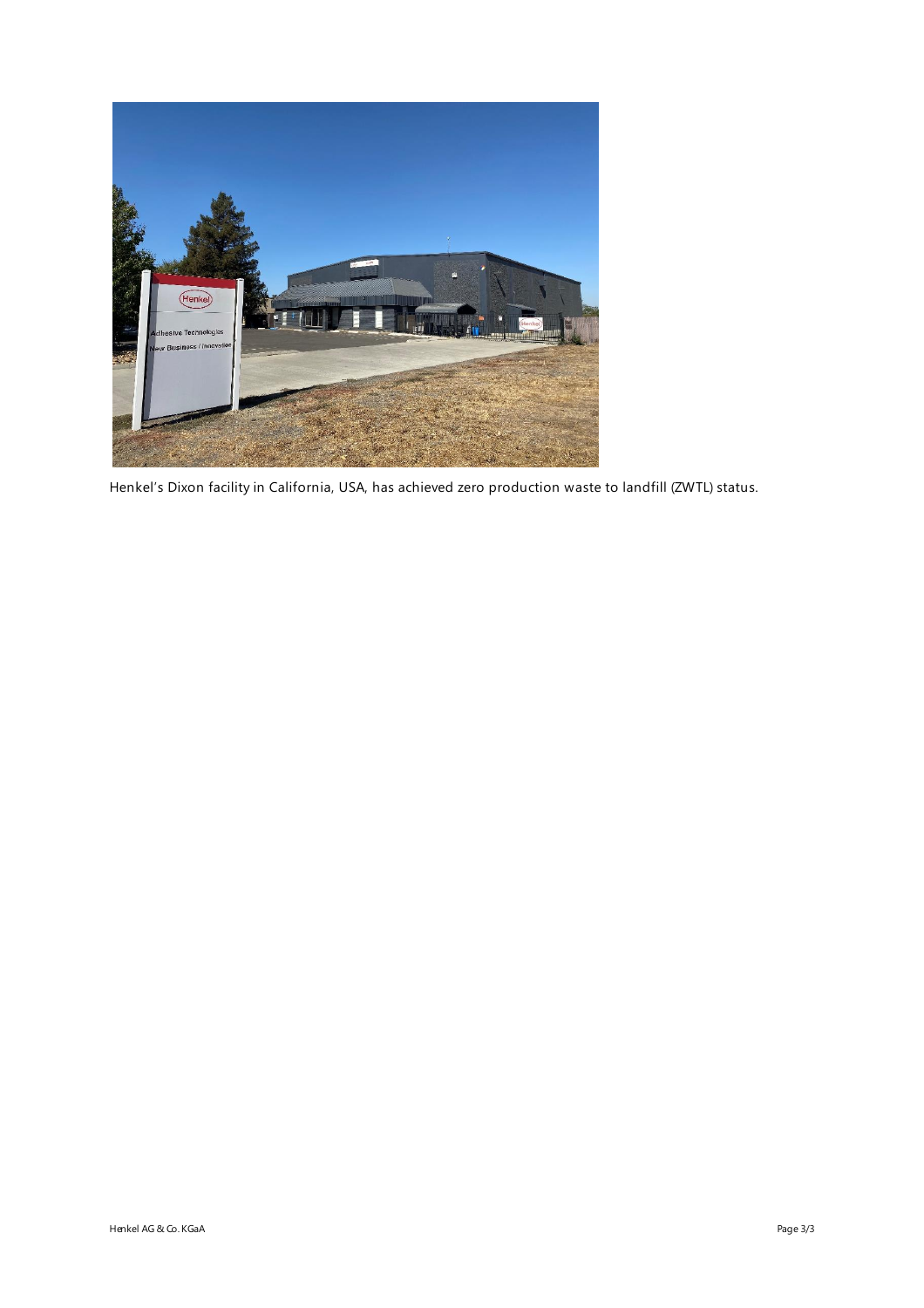Henkel's Dixon facility in California, USA, has achieved zero production waste to landfill (ZWTL) status.